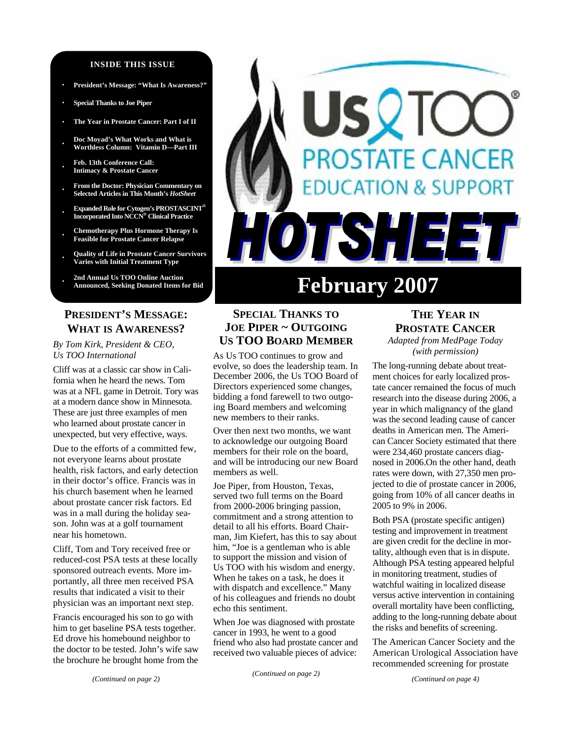# Us TOO PROSTATE CANCER EDUCATION & SUPPORT

# HOTSHEET

# February 2007

**INSIDE THIS ISSUE**

- **President's Message: "What Is Awareness?"**
- **Special Thanks to Joe Piper**
- **The Year in Prostate Cancer: Part I of II**
- **Doc Moyad's What Works and What is Worthless Column: Vitamin D—Part III**
- **Feb. 13th Conference Call: Intimacy & Prostate Cancer**
- **From the Doctor: Physician Commentary on Selected Articles in This Month's *HotSheet***
- **Expanded Role for Cytogen's PROSTASCINT® Incorporated Into NCCN® Clinical Practice**
- **Chemotherapy Plus Hormone Therapy Is Feasible for Prostate Cancer Relapse**
- **Quality of Life in Prostate Cancer Survivors Varies with Initial Treatment Type**
- **2nd Annual Us TOO Online Auction Announced, Seeking Donated Items for Bid**

## PRESIDENT'S MESSAGE: WHAT IS AWARENESS?

*By Tom Kirk, President & CEO, Us TOO International*

Cliff was at a classic car show in California when he heard the news. Tom was at a NFL game in Detroit. Tory was at a modern dance show in Minnesota. These are just three examples of men who learned about prostate cancer in unexpected, but very effective, ways.

Due to the efforts of a committed few, not everyone learns about prostate health, risk factors, and early detection in their doctor's office. Francis was in his church basement when he learned about prostate cancer risk factors. Ed was in a mall during the holiday season. John was at a golf tournament near his hometown.

Cliff, Tom and Tory received free or reduced-cost PSA tests at these locally sponsored outreach events. More importantly, all three men received PSA results that indicated a visit to their physician was an important next step.

Francis encouraged his son to go with him to get baseline PSA tests together. Ed drove his homebound neighbor to the doctor to be tested. John's wife saw the brochure he brought home from the

*(Continued on page 2)*

## SPECIAL THANKS TO JOE PIPER ~ OUTGOING US TOO BOARD MEMBER

As Us TOO continues to grow and evolve, so does the leadership team. In December 2006, the Us TOO Board of Directors experienced some changes, bidding a fond farewell to two outgoing Board members and welcoming new members to their ranks.

Over then next two months, we want to acknowledge our outgoing Board members for their role on the board, and will be introducing our new Board members as well.

Joe Piper, from Houston, Texas, served two full terms on the Board from 2000-2006 bringing passion, commitment and a strong attention to detail to all his efforts. Board Chairman, Jim Kiefert, has this to say about him, "Joe is a gentleman who is able to support the mission and vision of Us TOO with his wisdom and energy. When he takes on a task, he does it with dispatch and excellence." Many of his colleagues and friends no doubt echo this sentiment.

When Joe was diagnosed with prostate cancer in 1993, he went to a good friend who also had prostate cancer and received two valuable pieces of advice:

*(Continued on page 2)*

## THE YEAR IN PROSTATE CANCER

*Adapted from MedPage Today (with permission)*

The long-running debate about treatment choices for early localized prostate cancer remained the focus of much research into the disease during 2006, a year in which malignancy of the gland was the second leading cause of cancer deaths in American men. The American Cancer Society estimated that there were 234,460 prostate cancers diagnosed in 2006.On the other hand, death rates were down, with 27,350 men projected to die of prostate cancer in 2006, going from 10% of all cancer deaths in 2005 to 9% in 2006.

Both PSA (prostate specific antigen) testing and improvement in treatment are given credit for the decline in mortality, although even that is in dispute. Although PSA testing appeared helpful in monitoring treatment, studies of watchful waiting in localized disease versus active intervention in containing overall mortality have been conflicting, adding to the long-running debate about the risks and benefits of screening.

The American Cancer Society and the American Urological Association have recommended screening for prostate

*(Continued on page 4)*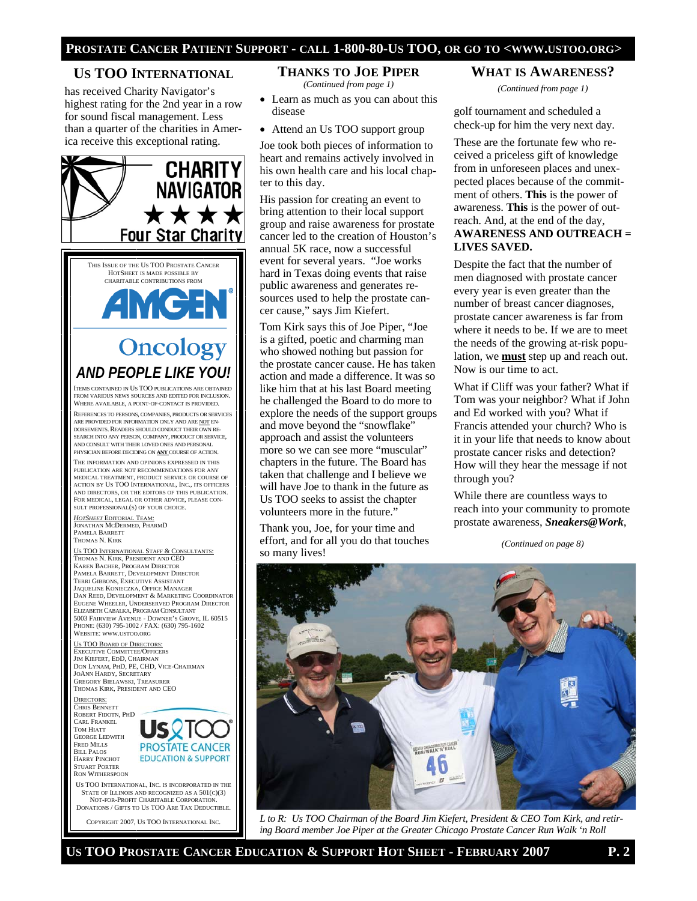## US TOO INTERNATIONAL

has received Charity Navigator's highest rating for the 2nd year in a row for sound fiscal management. Less than a quarter of the charities in America receive this exceptional rating.

CHARITY NAVIGATOR ★★★★ Four Star Charity

THIS ISSUE OF THE US TOO PROSTATE CANCER HOTSHEET IS MADE POSSIBLE BY CHARITABLE CONTRIBUTIONS FROM

AMGEN Oncology

*AND PEOPLE LIKE YOU!*

ITEMS CONTAINED IN US TOO PUBLICATIONS ARE OBTAINED FROM VARIOUS NEWS SOURCES AND EDITED FOR INCLUSION. WHERE AVAILABLE, A POINT-OF-CONTACT IS PROVIDED.

REFERENCES TO PERSONS, COMPANIES, PRODUCTS OR SERVICES ARE PROVIDED FOR INFORMATION ONLY AND ARE NOT ENDORSEMENTS. READERS SHOULD CONDUCT THEIR OWN RESEARCH INTO ANY PERSON, COMPANY, PRODUCT OR SERVICE, AND CONSULT WITH THEIR LOVED ONES AND PERSONAL PHYSICIAN BEFORE DECIDING ON **ANY** COURSE OF ACTION.

THE INFORMATION AND OPINIONS EXPRESSED IN THIS PUBLICATION ARE NOT RECOMMENDATIONS FOR ANY MEDICAL TREATMENT, PRODUCT SERVICE OR COURSE OF ACTION BY US TOO INTERNATIONAL, INC., ITS OFFICERS AND DIRECTORS, OR THE EDITORS OF THIS PUBLICATION. FOR MEDICAL, LEGAL OR OTHER ADVICE, PLEASE CONSULT PROFESSIONAL(S) OF YOUR CHOICE.

*HOTSHEET* EDITORIAL TEAM:
JONATHAN MCDERMED, PHARMD
PAMELA BARRETT
THOMAS N. KIRK

US TOO INTERNATIONAL STAFF & CONSULTANTS:
THOMAS N. KIRK, PRESIDENT AND CEO
KAREN BACHER, PROGRAM DIRECTOR
PAMELA BARRETT, DEVELOPMENT DIRECTOR
TERRI GIBBONS, EXECUTIVE ASSISTANT
JAQUELINE KONIECZKA, OFFICE MANAGER
DAN REED, DEVELOPMENT & MARKETING COORDINATOR
EUGENE WHEELER, UNDERSERVED PROGRAM DIRECTOR
ELIZABETH CABALKA, PROGRAM CONSULTANT
5003 FAIRVIEW AVENUE - DOWNER'S GROVE, IL 60515
PHONE: (630) 795-1002 / FAX: (630) 795-1602
WEBSITE: WWW.USTOO.ORG

US TOO BOARD OF DIRECTORS:
EXECUTIVE COMMITTEE/OFFICERS
JIM KIEFERT, EDD, CHAIRMAN
DON LYNAM, PHD, PE, CHD, VICE-CHAIRMAN
JOANN HARDY, SECRETARY
GREGORY BIELAWSKI, TREASURER
THOMAS KIRK, PRESIDENT AND CEO

DIRECTORS:
CHRIS BENNETT
ROBERT FIDOTN, PHD
CARL FRANKEL
TOM HIATT
GEORGE LEDWITH
FRED MILLS
BILL PALOS
HARRY PINCHOT
STUART PORTER
RON WITHERSPOON

US TOO PROSTATE CANCER EDUCATION & SUPPORT

US TOO INTERNATIONAL, INC. IS INCORPORATED IN THE STATE OF ILLINOIS AND RECOGNIZED AS A 501(C)(3) NOT-FOR-PROFIT CHARITABLE CORPORATION. DONATIONS / GIFTS TO US TOO ARE TAX DEDUCTIBLE.

COPYRIGHT 2007, US TOO INTERNATIONAL INC.

## THANKS TO JOE PIPER

*(Continued from page 1)*

- Learn as much as you can about this disease
- Attend an Us TOO support group

Joe took both pieces of information to heart and remains actively involved in his own health care and his local chapter to this day.

His passion for creating an event to bring attention to their local support group and raise awareness for prostate cancer led to the creation of Houston's annual 5K race, now a successful event for several years. "Joe works hard in Texas doing events that raise public awareness and generates resources used to help the prostate cancer cause," says Jim Kiefert.

Tom Kirk says this of Joe Piper, "Joe is a gifted, poetic and charming man who showed nothing but passion for the prostate cancer cause. He has taken action and made a difference. It was so like him that at his last Board meeting he challenged the Board to do more to explore the needs of the support groups and move beyond the "snowflake" approach and assist the volunteers more so we can see more "muscular" chapters in the future. The Board has taken that challenge and I believe we will have Joe to thank in the future as Us TOO seeks to assist the chapter volunteers more in the future."

Thank you, Joe, for your time and effort, and for all you do that touches so many lives!

## WHAT IS AWARENESS?

*(Continued from page 1)*

golf tournament and scheduled a check-up for him the very next day.

These are the fortunate few who received a priceless gift of knowledge from in unforeseen places and unexpected places because of the commitment of others. **This** is the power of awareness. **This** is the power of outreach. And, at the end of the day, **AWARENESS AND OUTREACH = LIVES SAVED.**

Despite the fact that the number of men diagnosed with prostate cancer every year is even greater than the number of breast cancer diagnoses, prostate cancer awareness is far from where it needs to be. If we are to meet the needs of the growing at-risk population, we **must** step up and reach out. Now is our time to act.

What if Cliff was your father? What if Tom was your neighbor? What if John and Ed worked with you? What if Francis attended your church? Who is it in your life that needs to know about prostate cancer risks and detection? How will they hear the message if not through you?

While there are countless ways to reach into your community to promote prostate awareness, ***Sneakers@Work***,

*(Continued on page 8)*

*L to R: Us TOO Chairman of the Board Jim Kiefert, President & CEO Tom Kirk, and retiring Board member Joe Piper at the Greater Chicago Prostate Cancer Run Walk 'n Roll*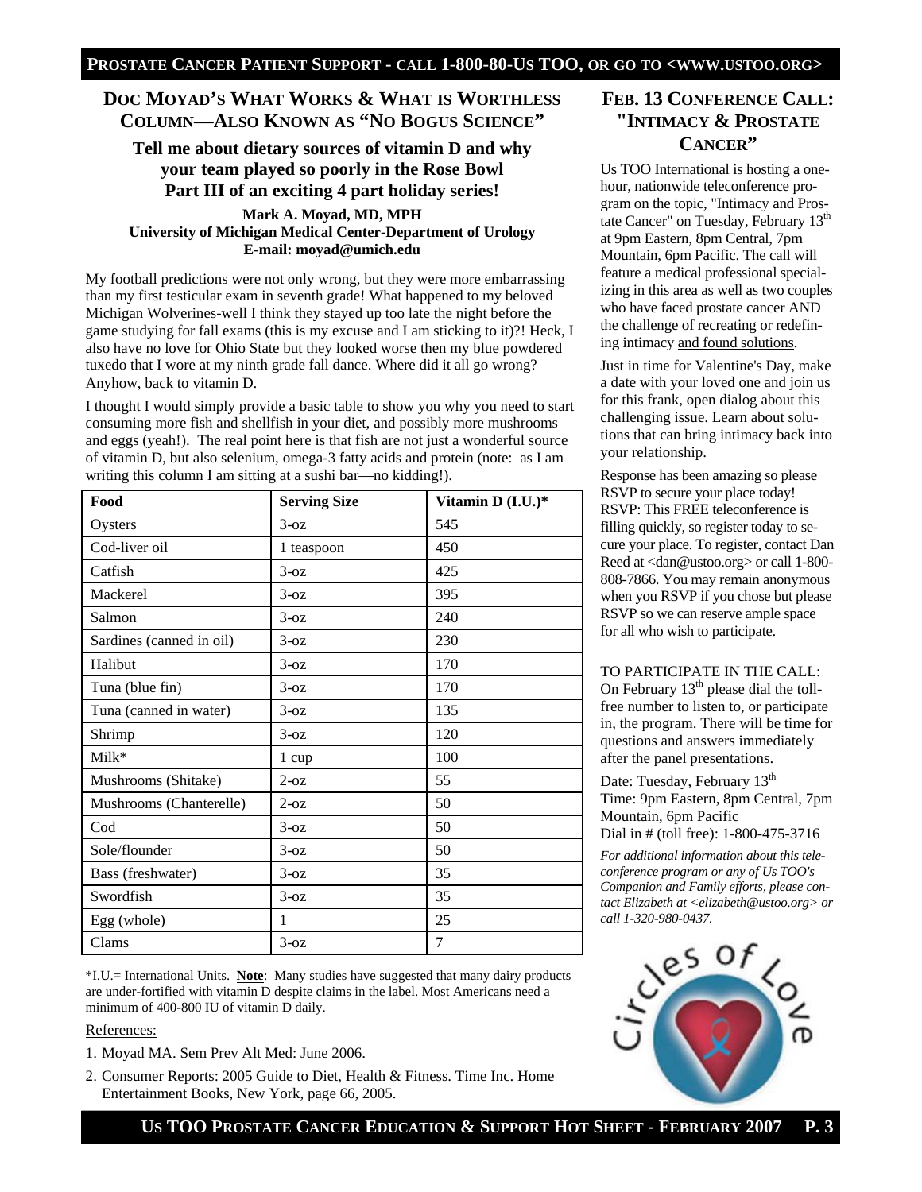## Doc Moyad's What Works & What is Worthless Column—Also Known as "No Bogus Science"

### Tell me about dietary sources of vitamin D and why your team played so poorly in the Rose Bowl Part III of an exciting 4 part holiday series!

**Mark A. Moyad, MD, MPH**
**University of Michigan Medical Center-Department of Urology**
**E-mail: moyad@umich.edu**

My football predictions were not only wrong, but they were more embarrassing than my first testicular exam in seventh grade! What happened to my beloved Michigan Wolverines-well I think they stayed up too late the night before the game studying for fall exams (this is my excuse and I am sticking to it)?! Heck, I also have no love for Ohio State but they looked worse then my blue powdered tuxedo that I wore at my ninth grade fall dance. Where did it all go wrong? Anyhow, back to vitamin D.

I thought I would simply provide a basic table to show you why you need to start consuming more fish and shellfish in your diet, and possibly more mushrooms and eggs (yeah!). The real point here is that fish are not just a wonderful source of vitamin D, but also selenium, omega-3 fatty acids and protein (note: as I am writing this column I am sitting at a sushi bar—no kidding!).

| Food | Serving Size | Vitamin D (I.U.)* |
|---|---|---|
| Oysters | 3-oz | 545 |
| Cod-liver oil | 1 teaspoon | 450 |
| Catfish | 3-oz | 425 |
| Mackerel | 3-oz | 395 |
| Salmon | 3-oz | 240 |
| Sardines (canned in oil) | 3-oz | 230 |
| Halibut | 3-oz | 170 |
| Tuna (blue fin) | 3-oz | 170 |
| Tuna (canned in water) | 3-oz | 135 |
| Shrimp | 3-oz | 120 |
| Milk* | 1 cup | 100 |
| Mushrooms (Shitake) | 2-oz | 55 |
| Mushrooms (Chanterelle) | 2-oz | 50 |
| Cod | 3-oz | 50 |
| Sole/flounder | 3-oz | 50 |
| Bass (freshwater) | 3-oz | 35 |
| Swordfish | 3-oz | 35 |
| Egg (whole) | 1 | 25 |
| Clams | 3-oz | 7 |

*I.U.= International Units. **Note**: Many studies have suggested that many dairy products are under-fortified with vitamin D despite claims in the label. Most Americans need a minimum of 400-800 IU of vitamin D daily.

References:

1. Moyad MA. Sem Prev Alt Med: June 2006.
2. Consumer Reports: 2005 Guide to Diet, Health & Fitness. Time Inc. Home Entertainment Books, New York, page 66, 2005.

## Feb. 13 Conference Call: "Intimacy & Prostate Cancer"

Us TOO International is hosting a one-hour, nationwide teleconference program on the topic, "Intimacy and Prostate Cancer" on Tuesday, February 13th at 9pm Eastern, 8pm Central, 7pm Mountain, 6pm Pacific. The call will feature a medical professional specializing in this area as well as two couples who have faced prostate cancer AND the challenge of recreating or redefining intimacy and found solutions.

Just in time for Valentine's Day, make a date with your loved one and join us for this frank, open dialog about this challenging issue. Learn about solutions that can bring intimacy back into your relationship.

Response has been amazing so please RSVP to secure your place today! RSVP: This FREE teleconference is filling quickly, so register today to secure your place. To register, contact Dan Reed at <dan@ustoo.org> or call 1-800-808-7866. You may remain anonymous when you RSVP if you chose but please RSVP so we can reserve ample space for all who wish to participate.

TO PARTICIPATE IN THE CALL: On February 13th please dial the toll-free number to listen to, or participate in, the program. There will be time for questions and answers immediately after the panel presentations.

Date: Tuesday, February 13th
Time: 9pm Eastern, 8pm Central, 7pm Mountain, 6pm Pacific
Dial in # (toll free): 1-800-475-3716

*For additional information about this teleconference program or any of Us TOO's Companion and Family efforts, please contact Elizabeth at <elizabeth@ustoo.org> or call 1-320-980-0437.*

Circles of Love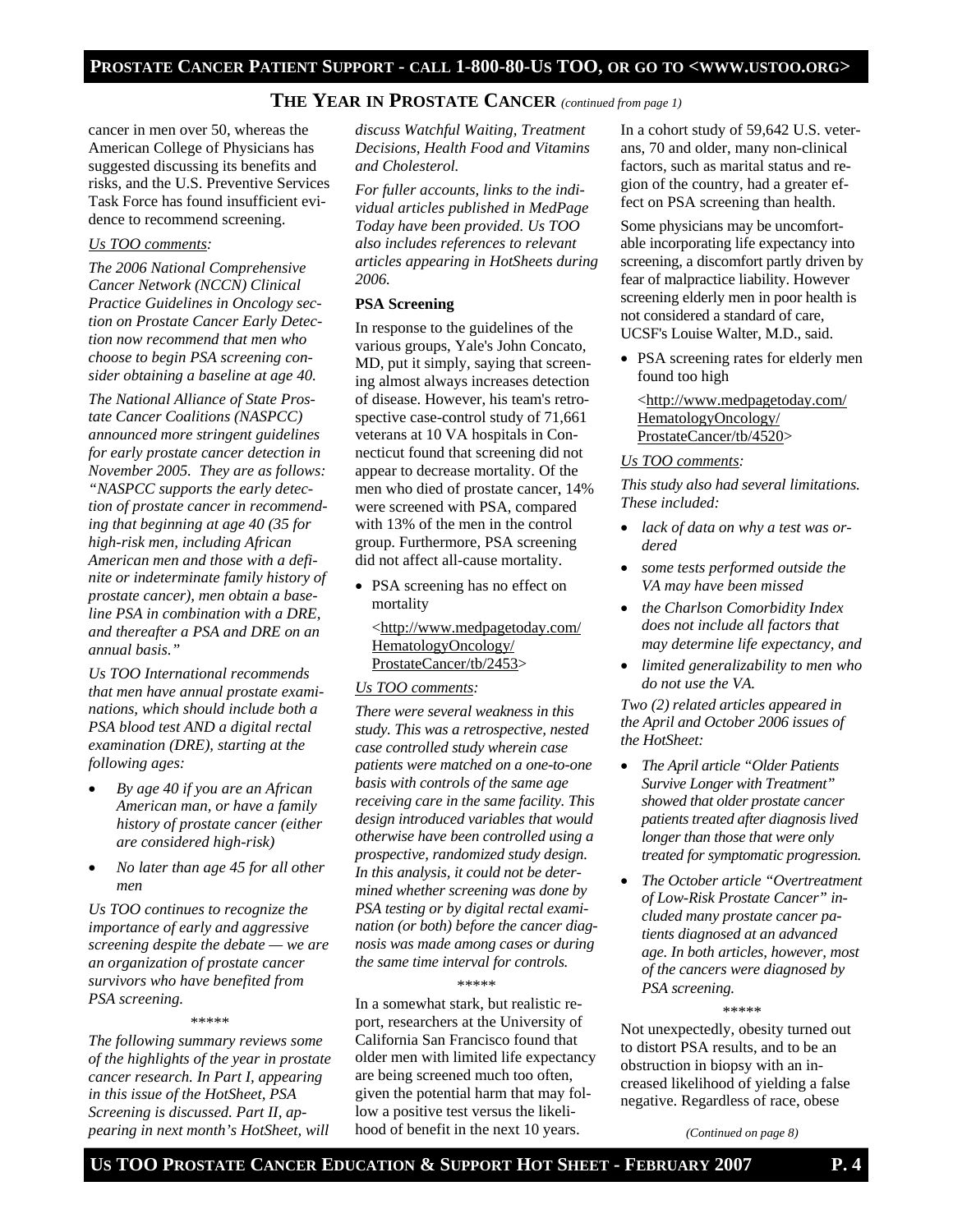## THE YEAR IN PROSTATE CANCER *(continued from page 1)*

cancer in men over 50, whereas the American College of Physicians has suggested discussing its benefits and risks, and the U.S. Preventive Services Task Force has found insufficient evidence to recommend screening.

*Us TOO comments:*

*The 2006 National Comprehensive Cancer Network (NCCN) Clinical Practice Guidelines in Oncology section on Prostate Cancer Early Detection now recommend that men who choose to begin PSA screening consider obtaining a baseline at age 40.*

*The National Alliance of State Prostate Cancer Coalitions (NASPCC) announced more stringent guidelines for early prostate cancer detection in November 2005. They are as follows: "NASPCC supports the early detection of prostate cancer in recommending that beginning at age 40 (35 for high-risk men, including African American men and those with a definite or indeterminate family history of prostate cancer), men obtain a baseline PSA in combination with a DRE, and thereafter a PSA and DRE on an annual basis."*

*Us TOO International recommends that men have annual prostate examinations, which should include both a PSA blood test AND a digital rectal examination (DRE), starting at the following ages:*

- *By age 40 if you are an African American man, or have a family history of prostate cancer (either are considered high-risk)*
- *No later than age 45 for all other men*

*Us TOO continues to recognize the importance of early and aggressive screening despite the debate — we are an organization of prostate cancer survivors who have benefited from PSA screening.*

*****

*The following summary reviews some of the highlights of the year in prostate cancer research. In Part I, appearing in this issue of the HotSheet, PSA Screening is discussed. Part II, appearing in next month's HotSheet, will discuss Watchful Waiting, Treatment Decisions, Health Food and Vitamins and Cholesterol.*

*For fuller accounts, links to the individual articles published in MedPage Today have been provided. Us TOO also includes references to relevant articles appearing in HotSheets during 2006.*

**PSA Screening**

In response to the guidelines of the various groups, Yale's John Concato, MD, put it simply, saying that screening almost always increases detection of disease. However, his team's retrospective case-control study of 71,661 veterans at 10 VA hospitals in Connecticut found that screening did not appear to decrease mortality. Of the men who died of prostate cancer, 14% were screened with PSA, compared with 13% of the men in the control group. Furthermore, PSA screening did not affect all-cause mortality.

- PSA screening has no effect on mortality

  <http://www.medpagetoday.com/HematologyOncology/ProstateCancer/tb/2453>

*Us TOO comments:*

*There were several weakness in this study. This was a retrospective, nested case controlled study wherein case patients were matched on a one-to-one basis with controls of the same age receiving care in the same facility. This design introduced variables that would otherwise have been controlled using a prospective, randomized study design. In this analysis, it could not be determined whether screening was done by PSA testing or by digital rectal examination (or both) before the cancer diagnosis was made among cases or during the same time interval for controls.*

*****

In a somewhat stark, but realistic report, researchers at the University of California San Francisco found that older men with limited life expectancy are being screened much too often, given the potential harm that may follow a positive test versus the likelihood of benefit in the next 10 years.

In a cohort study of 59,642 U.S. veterans, 70 and older, many non-clinical factors, such as marital status and region of the country, had a greater effect on PSA screening than health.

Some physicians may be uncomfortable incorporating life expectancy into screening, a discomfort partly driven by fear of malpractice liability. However screening elderly men in poor health is not considered a standard of care, UCSF's Louise Walter, M.D., said.

- PSA screening rates for elderly men found too high

  <http://www.medpagetoday.com/HematologyOncology/ProstateCancer/tb/4520>

*Us TOO comments:*

*This study also had several limitations. These included:*

- *lack of data on why a test was ordered*
- *some tests performed outside the VA may have been missed*
- *the Charlson Comorbidity Index does not include all factors that may determine life expectancy, and*
- *limited generalizability to men who do not use the VA.*

*Two (2) related articles appeared in the April and October 2006 issues of the HotSheet:*

- *The April article "Older Patients Survive Longer with Treatment" showed that older prostate cancer patients treated after diagnosis lived longer than those that were only treated for symptomatic progression.*
- *The October article "Overtreatment of Low-Risk Prostate Cancer" included many prostate cancer patients diagnosed at an advanced age. In both articles, however, most of the cancers were diagnosed by PSA screening.*

*****

Not unexpectedly, obesity turned out to distort PSA results, and to be an obstruction in biopsy with an increased likelihood of yielding a false negative. Regardless of race, obese

*(Continued on page 8)*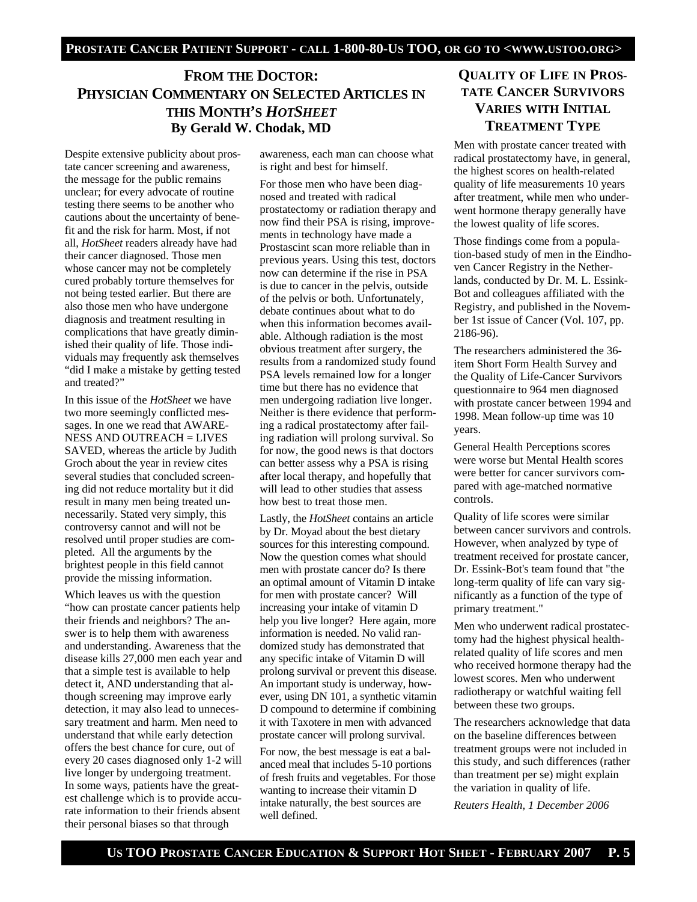## FROM THE DOCTOR: PHYSICIAN COMMENTARY ON SELECTED ARTICLES IN THIS MONTH'S *HOTSHEET*

**By Gerald W. Chodak, MD**

Despite extensive publicity about prostate cancer screening and awareness, the message for the public remains unclear; for every advocate of routine testing there seems to be another who cautions about the uncertainty of benefit and the risk for harm. Most, if not all, *HotSheet* readers already have had their cancer diagnosed. Those men whose cancer may not be completely cured probably torture themselves for not being tested earlier. But there are also those men who have undergone diagnosis and treatment resulting in complications that have greatly diminished their quality of life. Those individuals may frequently ask themselves "did I make a mistake by getting tested and treated?"

In this issue of the *HotSheet* we have two more seemingly conflicted messages. In one we read that AWARENESS AND OUTREACH = LIVES SAVED, whereas the article by Judith Groch about the year in review cites several studies that concluded screening did not reduce mortality but it did result in many men being treated unnecessarily. Stated very simply, this controversy cannot and will not be resolved until proper studies are completed. All the arguments by the brightest people in this field cannot provide the missing information.

Which leaves us with the question "how can prostate cancer patients help their friends and neighbors? The answer is to help them with awareness and understanding. Awareness that the disease kills 27,000 men each year and that a simple test is available to help detect it, AND understanding that although screening may improve early detection, it may also lead to unnecessary treatment and harm. Men need to understand that while early detection offers the best chance for cure, out of every 20 cases diagnosed only 1-2 will live longer by undergoing treatment. In some ways, patients have the greatest challenge which is to provide accurate information to their friends absent their personal biases so that through awareness, each man can choose what is right and best for himself.

For those men who have been diagnosed and treated with radical prostatectomy or radiation therapy and now find their PSA is rising, improvements in technology have made a Prostascint scan more reliable than in previous years. Using this test, doctors now can determine if the rise in PSA is due to cancer in the pelvis, outside of the pelvis or both. Unfortunately, debate continues about what to do when this information becomes available. Although radiation is the most obvious treatment after surgery, the results from a randomized study found PSA levels remained low for a longer time but there has no evidence that men undergoing radiation live longer. Neither is there evidence that performing a radical prostatectomy after failing radiation will prolong survival. So for now, the good news is that doctors can better assess why a PSA is rising after local therapy, and hopefully that will lead to other studies that assess how best to treat those men.

Lastly, the *HotSheet* contains an article by Dr. Moyad about the best dietary sources for this interesting compound. Now the question comes what should men with prostate cancer do? Is there an optimal amount of Vitamin D intake for men with prostate cancer? Will increasing your intake of vitamin D help you live longer? Here again, more information is needed. No valid randomized study has demonstrated that any specific intake of Vitamin D will prolong survival or prevent this disease. An important study is underway, however, using DN 101, a synthetic vitamin D compound to determine if combining it with Taxotere in men with advanced prostate cancer will prolong survival.

For now, the best message is eat a balanced meal that includes 5-10 portions of fresh fruits and vegetables. For those wanting to increase their vitamin D intake naturally, the best sources are well defined.

## QUALITY OF LIFE IN PROSTATE CANCER SURVIVORS VARIES WITH INITIAL TREATMENT TYPE

Men with prostate cancer treated with radical prostatectomy have, in general, the highest scores on health-related quality of life measurements 10 years after treatment, while men who underwent hormone therapy generally have the lowest quality of life scores.

Those findings come from a population-based study of men in the Eindhoven Cancer Registry in the Netherlands, conducted by Dr. M. L. Essink-Bot and colleagues affiliated with the Registry, and published in the November 1st issue of Cancer (Vol. 107, pp. 2186-96).

The researchers administered the 36-item Short Form Health Survey and the Quality of Life-Cancer Survivors questionnaire to 964 men diagnosed with prostate cancer between 1994 and 1998. Mean follow-up time was 10 years.

General Health Perceptions scores were worse but Mental Health scores were better for cancer survivors compared with age-matched normative controls.

Quality of life scores were similar between cancer survivors and controls. However, when analyzed by type of treatment received for prostate cancer, Dr. Essink-Bot's team found that "the long-term quality of life can vary significantly as a function of the type of primary treatment."

Men who underwent radical prostatectomy had the highest physical health-related quality of life scores and men who received hormone therapy had the lowest scores. Men who underwent radiotherapy or watchful waiting fell between these two groups.

The researchers acknowledge that data on the baseline differences between treatment groups were not included in this study, and such differences (rather than treatment per se) might explain the variation in quality of life.

*Reuters Health, 1 December 2006*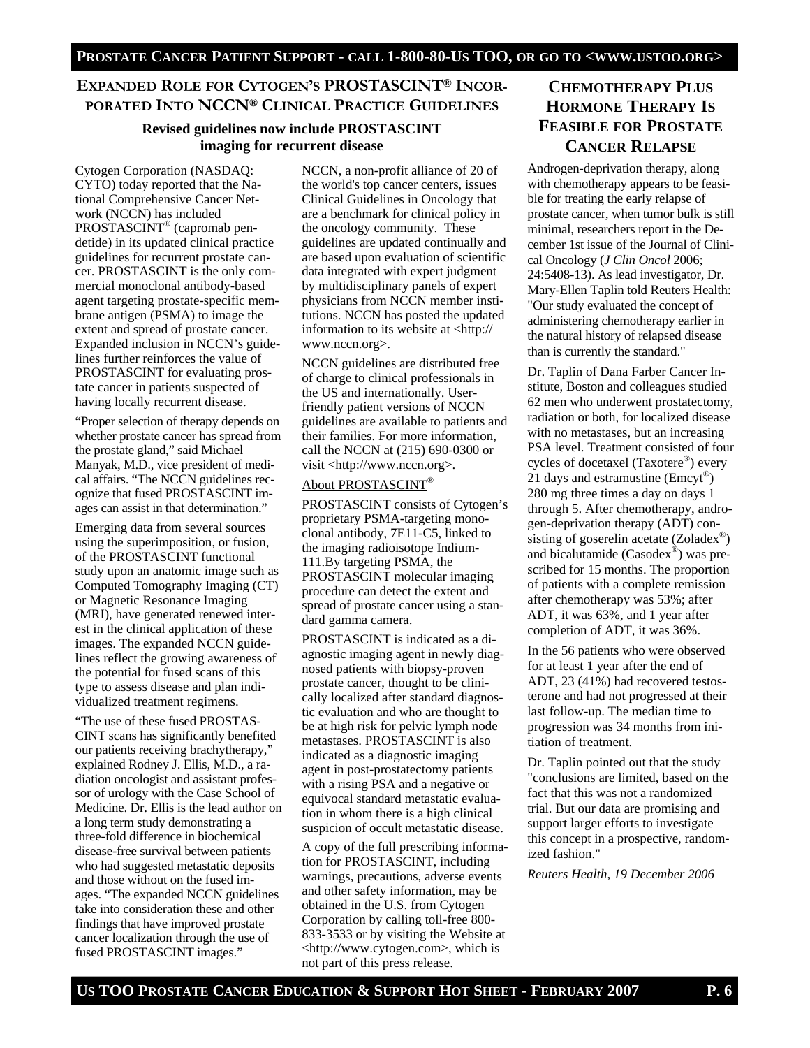## EXPANDED ROLE FOR CYTOGEN'S PROSTASCINT® INCORPORATED INTO NCCN® CLINICAL PRACTICE GUIDELINES

### Revised guidelines now include PROSTASCINT imaging for recurrent disease

Cytogen Corporation (NASDAQ: CYTO) today reported that the National Comprehensive Cancer Network (NCCN) has included PROSTASCINT® (capromab pendetide) in its updated clinical practice guidelines for recurrent prostate cancer. PROSTASCINT is the only commercial monoclonal antibody-based agent targeting prostate-specific membrane antigen (PSMA) to image the extent and spread of prostate cancer. Expanded inclusion in NCCN's guidelines further reinforces the value of PROSTASCINT for evaluating prostate cancer in patients suspected of having locally recurrent disease.

"Proper selection of therapy depends on whether prostate cancer has spread from the prostate gland," said Michael Manyak, M.D., vice president of medical affairs. "The NCCN guidelines recognize that fused PROSTASCINT images can assist in that determination."

Emerging data from several sources using the superimposition, or fusion, of the PROSTASCINT functional study upon an anatomic image such as Computed Tomography Imaging (CT) or Magnetic Resonance Imaging (MRI), have generated renewed interest in the clinical application of these images. The expanded NCCN guidelines reflect the growing awareness of the potential for fused scans of this type to assess disease and plan individualized treatment regimens.

"The use of these fused PROSTASCINT scans has significantly benefited our patients receiving brachytherapy," explained Rodney J. Ellis, M.D., a radiation oncologist and assistant professor of urology with the Case School of Medicine. Dr. Ellis is the lead author on a long term study demonstrating a three-fold difference in biochemical disease-free survival between patients who had suggested metastatic deposits and those without on the fused images. "The expanded NCCN guidelines take into consideration these and other findings that have improved prostate cancer localization through the use of fused PROSTASCINT images."

NCCN, a non-profit alliance of 20 of the world's top cancer centers, issues Clinical Guidelines in Oncology that are a benchmark for clinical policy in the oncology community. These guidelines are updated continually and are based upon evaluation of scientific data integrated with expert judgment by multidisciplinary panels of expert physicians from NCCN member institutions. NCCN has posted the updated information to its website at <http://www.nccn.org>.

NCCN guidelines are distributed free of charge to clinical professionals in the US and internationally. User-friendly patient versions of NCCN guidelines are available to patients and their families. For more information, call the NCCN at (215) 690-0300 or visit <http://www.nccn.org>.

About PROSTASCINT®

PROSTASCINT consists of Cytogen's proprietary PSMA-targeting monoclonal antibody, 7E11-C5, linked to the imaging radioisotope Indium-111.By targeting PSMA, the PROSTASCINT molecular imaging procedure can detect the extent and spread of prostate cancer using a standard gamma camera.

PROSTASCINT is indicated as a diagnostic imaging agent in newly diagnosed patients with biopsy-proven prostate cancer, thought to be clinically localized after standard diagnostic evaluation and who are thought to be at high risk for pelvic lymph node metastases. PROSTASCINT is also indicated as a diagnostic imaging agent in post-prostatectomy patients with a rising PSA and a negative or equivocal standard metastatic evaluation in whom there is a high clinical suspicion of occult metastatic disease.

A copy of the full prescribing information for PROSTASCINT, including warnings, precautions, adverse events and other safety information, may be obtained in the U.S. from Cytogen Corporation by calling toll-free 800-833-3533 or by visiting the Website at <http://www.cytogen.com>, which is not part of this press release.

## CHEMOTHERAPY PLUS HORMONE THERAPY IS FEASIBLE FOR PROSTATE CANCER RELAPSE

Androgen-deprivation therapy, along with chemotherapy appears to be feasible for treating the early relapse of prostate cancer, when tumor bulk is still minimal, researchers report in the December 1st issue of the Journal of Clinical Oncology (*J Clin Oncol* 2006; 24:5408-13). As lead investigator, Dr. Mary-Ellen Taplin told Reuters Health: "Our study evaluated the concept of administering chemotherapy earlier in the natural history of relapsed disease than is currently the standard."

Dr. Taplin of Dana Farber Cancer Institute, Boston and colleagues studied 62 men who underwent prostatectomy, radiation or both, for localized disease with no metastases, but an increasing PSA level. Treatment consisted of four cycles of docetaxel (Taxotere®) every 21 days and estramustine (Emcyt®) 280 mg three times a day on days 1 through 5. After chemotherapy, androgen-deprivation therapy (ADT) consisting of goserelin acetate (Zoladex®) and bicalutamide (Casodex®) was prescribed for 15 months. The proportion of patients with a complete remission after chemotherapy was 53%; after ADT, it was 63%, and 1 year after completion of ADT, it was 36%.

In the 56 patients who were observed for at least 1 year after the end of ADT, 23 (41%) had recovered testosterone and had not progressed at their last follow-up. The median time to progression was 34 months from initiation of treatment.

Dr. Taplin pointed out that the study "conclusions are limited, based on the fact that this was not a randomized trial. But our data are promising and support larger efforts to investigate this concept in a prospective, randomized fashion."

*Reuters Health, 19 December 2006*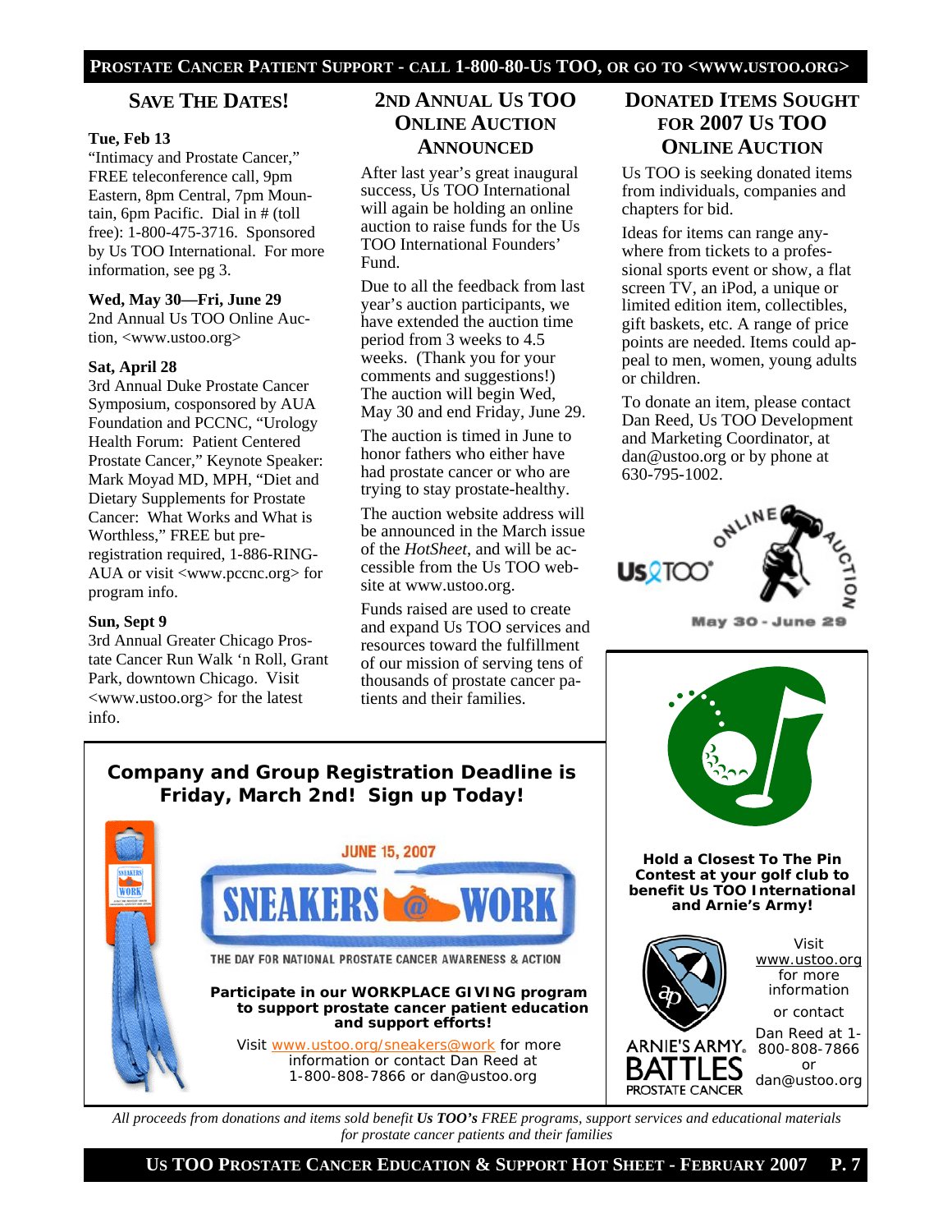## SAVE THE DATES!

**Tue, Feb 13**
"Intimacy and Prostate Cancer," FREE teleconference call, 9pm Eastern, 8pm Central, 7pm Mountain, 6pm Pacific. Dial in # (toll free): 1-800-475-3716. Sponsored by Us TOO International. For more information, see pg 3.

**Wed, May 30—Fri, June 29**
2nd Annual Us TOO Online Auction, <www.ustoo.org>

**Sat, April 28**
3rd Annual Duke Prostate Cancer Symposium, cosponsored by AUA Foundation and PCCNC, "Urology Health Forum: Patient Centered Prostate Cancer," Keynote Speaker: Mark Moyad MD, MPH, "Diet and Dietary Supplements for Prostate Cancer: What Works and What is Worthless," FREE but pre-registration required, 1-886-RING-AUA or visit <www.pccnc.org> for program info.

**Sun, Sept 9**
3rd Annual Greater Chicago Prostate Cancer Run Walk 'n Roll, Grant Park, downtown Chicago. Visit <www.ustoo.org> for the latest info.

## 2ND ANNUAL US TOO ONLINE AUCTION ANNOUNCED

After last year's great inaugural success, Us TOO International will again be holding an online auction to raise funds for the Us TOO International Founders' Fund.

Due to all the feedback from last year's auction participants, we have extended the auction time period from 3 weeks to 4.5 weeks. (Thank you for your comments and suggestions!) The auction will begin Wed, May 30 and end Friday, June 29.

The auction is timed in June to honor fathers who either have had prostate cancer or who are trying to stay prostate-healthy.

The auction website address will be announced in the March issue of the *HotSheet*, and will be accessible from the Us TOO website at www.ustoo.org.

Funds raised are used to create and expand Us TOO services and resources toward the fulfillment of our mission of serving tens of thousands of prostate cancer patients and their families.

## DONATED ITEMS SOUGHT FOR 2007 US TOO ONLINE AUCTION

Us TOO is seeking donated items from individuals, companies and chapters for bid.

Ideas for items can range anywhere from tickets to a professional sports event or show, a flat screen TV, an iPod, a unique or limited edition item, collectibles, gift baskets, etc. A range of price points are needed. Items could appeal to men, women, young adults or children.

To donate an item, please contact Dan Reed, Us TOO Development and Marketing Coordinator, at dan@ustoo.org or by phone at 630-795-1002.

Us TOO Online Auction
May 30 - June 29

**Company and Group Registration Deadline is Friday, March 2nd! Sign up Today!**

JUNE 15, 2007

SNEAKERS @ WORK

THE DAY FOR NATIONAL PROSTATE CANCER AWARENESS & ACTION

**Participate in our WORKPLACE GIVING program to support prostate cancer patient education and support efforts!**

Visit www.ustoo.org/sneakers@work for more information or contact Dan Reed at 1-800-808-7866 or dan@ustoo.org

**Hold a Closest To The Pin Contest at your golf club to benefit Us TOO International and Arnie's Army!**

ARNIE'S ARMY BATTLES PROSTATE CANCER

Visit www.ustoo.org for more information

or contact

Dan Reed at 1-800-808-7866 or dan@ustoo.org

*All proceeds from donations and items sold benefit **Us TOO's** FREE programs, support services and educational materials for prostate cancer patients and their families*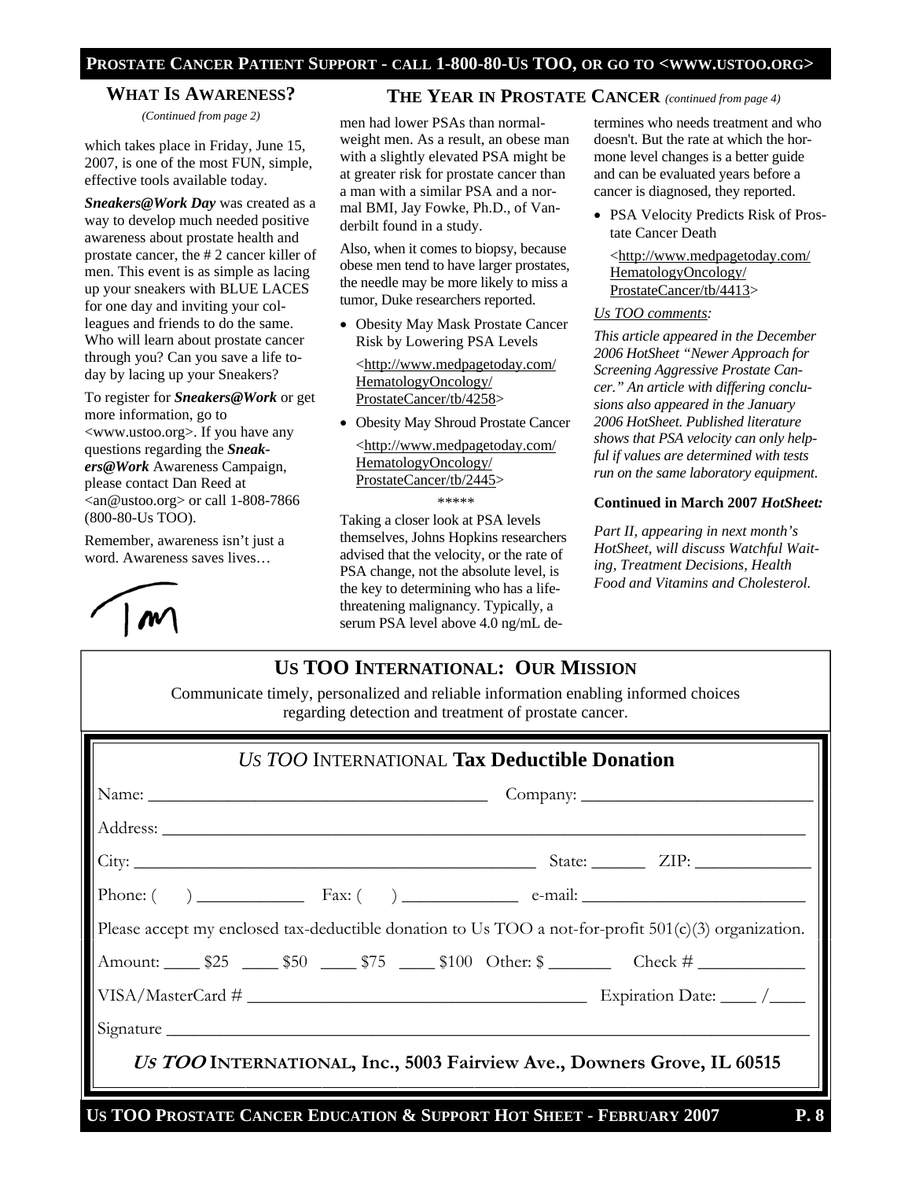## What Is Awareness?

*(Continued from page 2)*

which takes place in Friday, June 15, 2007, is one of the most FUN, simple, effective tools available today.

***Sneakers@Work Day*** was created as a way to develop much needed positive awareness about prostate health and prostate cancer, the # 2 cancer killer of men. This event is as simple as lacing up your sneakers with BLUE LACES for one day and inviting your colleagues and friends to do the same. Who will learn about prostate cancer through you? Can you save a life today by lacing up your Sneakers?

To register for ***Sneakers@Work*** or get more information, go to <www.ustoo.org>. If you have any questions regarding the ***Sneakers@Work*** Awareness Campaign, please contact Dan Reed at <an@ustoo.org> or call 1-808-7866 (800-80-Us TOO).

Remember, awareness isn't just a word. Awareness saves lives…

Tom

## The Year in Prostate Cancer *(continued from page 4)*

men had lower PSAs than normal-weight men. As a result, an obese man with a slightly elevated PSA might be at greater risk for prostate cancer than a man with a similar PSA and a normal BMI, Jay Fowke, Ph.D., of Vanderbilt found in a study.

Also, when it comes to biopsy, because obese men tend to have larger prostates, the needle may be more likely to miss a tumor, Duke researchers reported.

- Obesity May Mask Prostate Cancer Risk by Lowering PSA Levels

  <http://www.medpagetoday.com/HematologyOncology/ProstateCancer/tb/4258>

- Obesity May Shroud Prostate Cancer

  <http://www.medpagetoday.com/HematologyOncology/ProstateCancer/tb/2445>

*****

Taking a closer look at PSA levels themselves, Johns Hopkins researchers advised that the velocity, or the rate of PSA change, not the absolute level, is the key to determining who has a life-threatening malignancy. Typically, a serum PSA level above 4.0 ng/mL determines who needs treatment and who doesn't. But the rate at which the hormone level changes is a better guide and can be evaluated years before a cancer is diagnosed, they reported.

- PSA Velocity Predicts Risk of Prostate Cancer Death

  <http://www.medpagetoday.com/HematologyOncology/ProstateCancer/tb/4413>

*Us TOO comments:*

*This article appeared in the December 2006 HotSheet "Newer Approach for Screening Aggressive Prostate Cancer." An article with differing conclusions also appeared in the January 2006 HotSheet. Published literature shows that PSA velocity can only helpful if values are determined with tests run on the same laboratory equipment.*

**Continued in March 2007 *HotSheet:***

*Part II, appearing in next month's HotSheet, will discuss Watchful Waiting, Treatment Decisions, Health Food and Vitamins and Cholesterol.*

## Us TOO International: Our Mission

Communicate timely, personalized and reliable information enabling informed choices regarding detection and treatment of prostate cancer.

### *Us TOO* International **Tax Deductible Donation**

Name: ______________________ Company: ______________________

Address: ____________________________________________

City: ______________________ State: ______ ZIP: __________

Phone: ( ) __________ Fax: ( ) __________ e-mail: ______________________

Please accept my enclosed tax-deductible donation to Us TOO a not-for-profit 501(c)(3) organization.

Amount: ____ $25 ____ $50 ____ $75 ____ $100 Other: $ _______ Check # __________

VISA/MasterCard # ______________________ Expiration Date: ____ /____

Signature ____________________________________________

***Us TOO*** **International, Inc., 5003 Fairview Ave., Downers Grove, IL 60515**